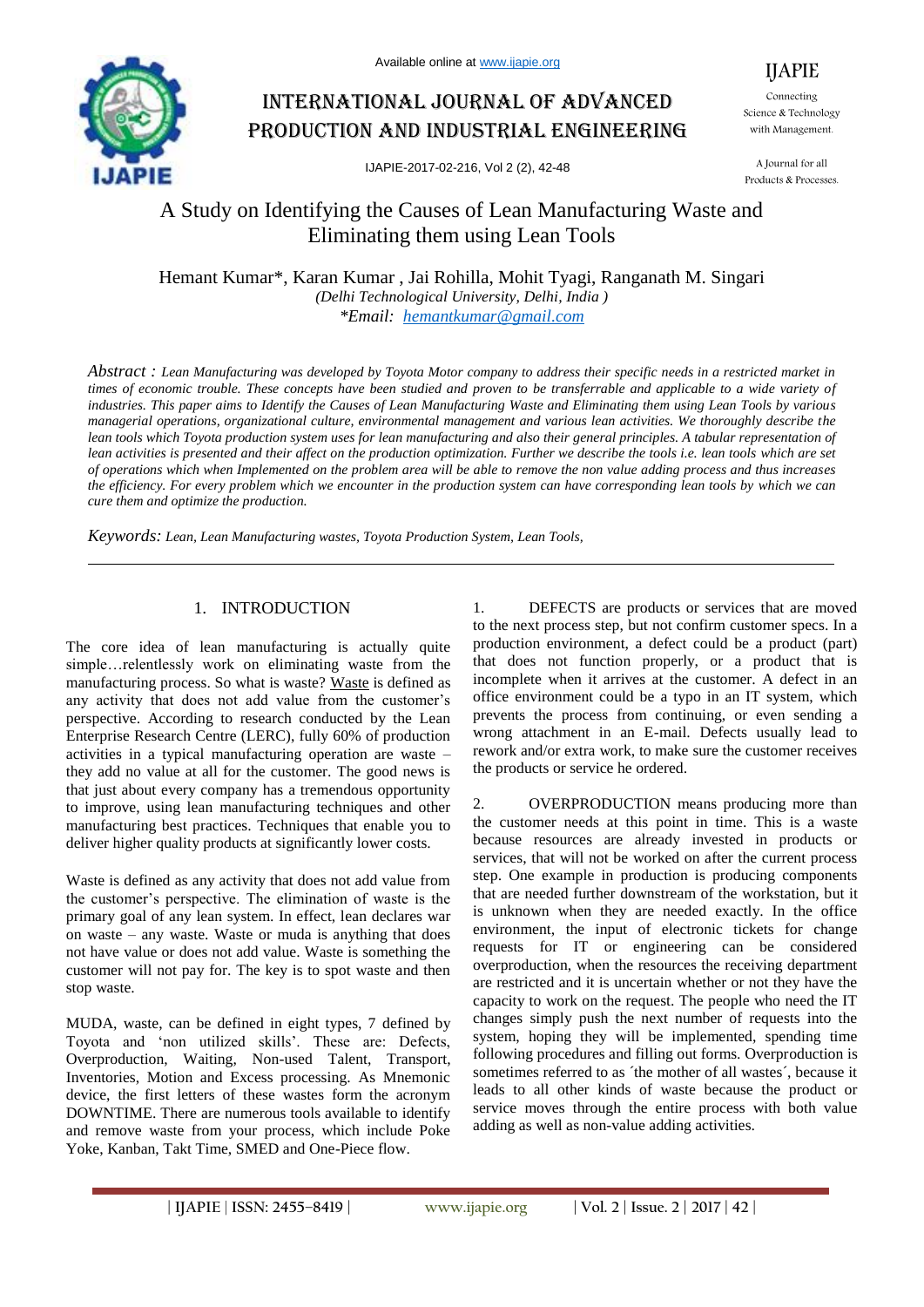# A Study on Identifying the Causes of Lean Manufacturing Waste and Eliminating them using Lean Tools

Hemant Kumar*, Karan Kumar , Jai Rohilla, Mohit Tyagi, Ranganath M. Singari

*(Delhi Technological University, Delhi, India )*

**Email: hemantkumar@gmail.com*

*Abstract :* *Lean Manufacturing was developed by Toyota Motor company to address their specific needs in a restricted market in times of economic trouble. These concepts have been studied and proven to be transferrable and applicable to a wide variety of industries. This paper aims to Identify the Causes of Lean Manufacturing Waste and Eliminating them using Lean Tools by various managerial operations, organizational culture, environmental management and various lean activities. We thoroughly describe the lean tools which Toyota production system uses for lean manufacturing and also their general principles. A tabular representation of lean activities is presented and their affect on the production optimization. Further we describe the tools i.e. lean tools which are set of operations which when Implemented on the problem area will be able to remove the non value adding process and thus increases the efficiency. For every problem which we encounter in the production system can have corresponding lean tools by which we can cure them and optimize the production.*

*Keywords: Lean, Lean Manufacturing wastes, Toyota Production System, Lean Tools,*

## 1. INTRODUCTION

The core idea of lean manufacturing is actually quite simple…relentlessly work on eliminating waste from the manufacturing process. So what is waste? Waste is defined as any activity that does not add value from the customer's perspective. According to research conducted by the Lean Enterprise Research Centre (LERC), fully 60% of production activities in a typical manufacturing operation are waste – they add no value at all for the customer. The good news is that just about every company has a tremendous opportunity to improve, using lean manufacturing techniques and other manufacturing best practices. Techniques that enable you to deliver higher quality products at significantly lower costs.

Waste is defined as any activity that does not add value from the customer's perspective. The elimination of waste is the primary goal of any lean system. In effect, lean declares war on waste – any waste. Waste or muda is anything that does not have value or does not add value. Waste is something the customer will not pay for. The key is to spot waste and then stop waste.

MUDA, waste, can be defined in eight types, 7 defined by Toyota and 'non utilized skills'. These are: Defects, Overproduction, Waiting, Non-used Talent, Transport, Inventories, Motion and Excess processing. As Mnemonic device, the first letters of these wastes form the acronym DOWNTIME. There are numerous tools available to identify and remove waste from your process, which include Poke Yoke, Kanban, Takt Time, SMED and One-Piece flow.

1. DEFECTS are products or services that are moved to the next process step, but not confirm customer specs. In a production environment, a defect could be a product (part) that does not function properly, or a product that is incomplete when it arrives at the customer. A defect in an office environment could be a typo in an IT system, which prevents the process from continuing, or even sending a wrong attachment in an E-mail. Defects usually lead to rework and/or extra work, to make sure the customer receives the products or service he ordered.

2. OVERPRODUCTION means producing more than the customer needs at this point in time. This is a waste because resources are already invested in products or services, that will not be worked on after the current process step. One example in production is producing components that are needed further downstream of the workstation, but it is unknown when they are needed exactly. In the office environment, the input of electronic tickets for change requests for IT or engineering can be considered overproduction, when the resources the receiving department are restricted and it is uncertain whether or not they have the capacity to work on the request. The people who need the IT changes simply push the next number of requests into the system, hoping they will be implemented, spending time following procedures and filling out forms. Overproduction is sometimes referred to as ´the mother of all wastes´, because it leads to all other kinds of waste because the product or service moves through the entire process with both value adding as well as non-value adding activities.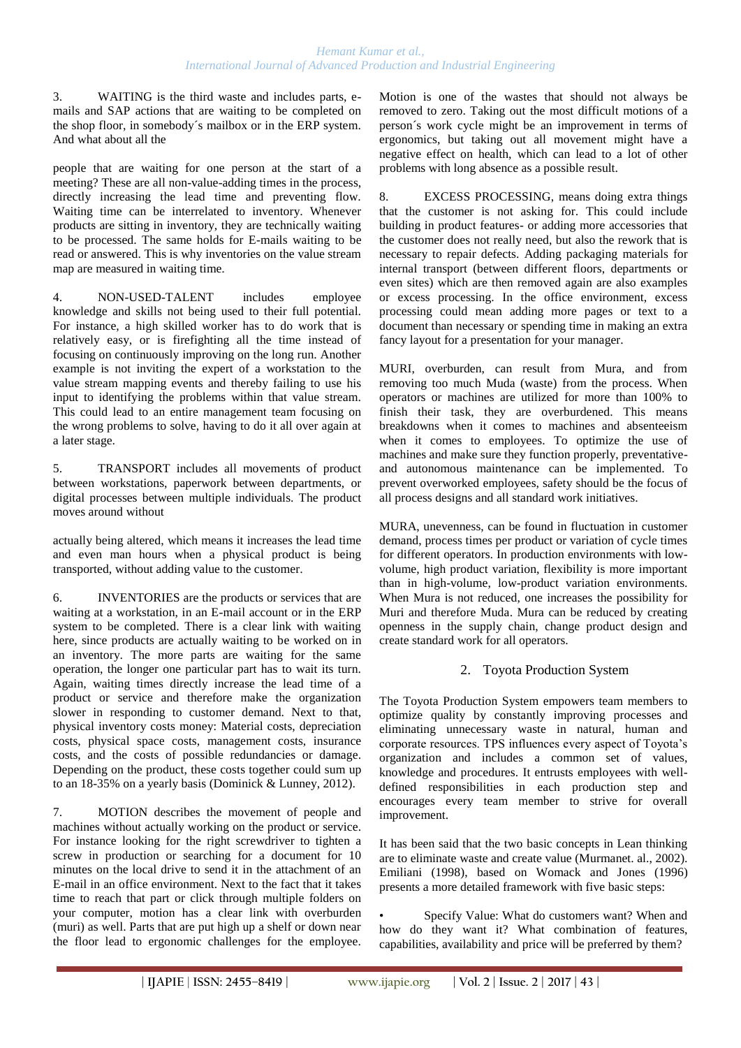3. WAITING is the third waste and includes parts, e-mails and SAP actions that are waiting to be completed on the shop floor, in somebody´s mailbox or in the ERP system. And what about all the people that are waiting for one person at the start of a meeting? These are all non-value-adding times in the process, directly increasing the lead time and preventing flow. Waiting time can be interrelated to inventory. Whenever products are sitting in inventory, they are technically waiting to be processed. The same holds for E-mails waiting to be read or answered. This is why inventories on the value stream map are measured in waiting time.

4. NON-USED-TALENT includes employee knowledge and skills not being used to their full potential. For instance, a high skilled worker has to do work that is relatively easy, or is firefighting all the time instead of focusing on continuously improving on the long run. Another example is not inviting the expert of a workstation to the value stream mapping events and thereby failing to use his input to identifying the problems within that value stream. This could lead to an entire management team focusing on the wrong problems to solve, having to do it all over again at a later stage.

5. TRANSPORT includes all movements of product between workstations, paperwork between departments, or digital processes between multiple individuals. The product moves around without actually being altered, which means it increases the lead time and even man hours when a physical product is being transported, without adding value to the customer.

6. INVENTORIES are the products or services that are waiting at a workstation, in an E-mail account or in the ERP system to be completed. There is a clear link with waiting here, since products are actually waiting to be worked on in an inventory. The more parts are waiting for the same operation, the longer one particular part has to wait its turn. Again, waiting times directly increase the lead time of a product or service and therefore make the organization slower in responding to customer demand. Next to that, physical inventory costs money: Material costs, depreciation costs, physical space costs, management costs, insurance costs, and the costs of possible redundancies or damage. Depending on the product, these costs together could sum up to an 18-35% on a yearly basis (Dominick & Lunney, 2012).

7. MOTION describes the movement of people and machines without actually working on the product or service. For instance looking for the right screwdriver to tighten a screw in production or searching for a document for 10 minutes on the local drive to send it in the attachment of an E-mail in an office environment. Next to the fact that it takes time to reach that part or click through multiple folders on your computer, motion has a clear link with overburden (muri) as well. Parts that are put high up a shelf or down near the floor lead to ergonomic challenges for the employee. Motion is one of the wastes that should not always be removed to zero. Taking out the most difficult motions of a person´s work cycle might be an improvement in terms of ergonomics, but taking out all movement might have a negative effect on health, which can lead to a lot of other problems with long absence as a possible result.

8. EXCESS PROCESSING, means doing extra things that the customer is not asking for. This could include building in product features- or adding more accessories that the customer does not really need, but also the rework that is necessary to repair defects. Adding packaging materials for internal transport (between different floors, departments or even sites) which are then removed again are also examples or excess processing. In the office environment, excess processing could mean adding more pages or text to a document than necessary or spending time in making an extra fancy layout for a presentation for your manager.

MURI, overburden, can result from Mura, and from removing too much Muda (waste) from the process. When operators or machines are utilized for more than 100% to finish their task, they are overburdened. This means breakdowns when it comes to machines and absenteeism when it comes to employees. To optimize the use of machines and make sure they function properly, preventative- and autonomous maintenance can be implemented. To prevent overworked employees, safety should be the focus of all process designs and all standard work initiatives.

MURA, unevenness, can be found in fluctuation in customer demand, process times per product or variation of cycle times for different operators. In production environments with low-volume, high product variation, flexibility is more important than in high-volume, low-product variation environments. When Mura is not reduced, one increases the possibility for Muri and therefore Muda. Mura can be reduced by creating openness in the supply chain, change product design and create standard work for all operators.

## 2. Toyota Production System

The Toyota Production System empowers team members to optimize quality by constantly improving processes and eliminating unnecessary waste in natural, human and corporate resources. TPS influences every aspect of Toyota's organization and includes a common set of values, knowledge and procedures. It entrusts employees with well-defined responsibilities in each production step and encourages every team member to strive for overall improvement.

It has been said that the two basic concepts in Lean thinking are to eliminate waste and create value (Murmanet. al., 2002). Emiliani (1998), based on Womack and Jones (1996) presents a more detailed framework with five basic steps:

- Specify Value: What do customers want? When and how do they want it? What combination of features, capabilities, availability and price will be preferred by them?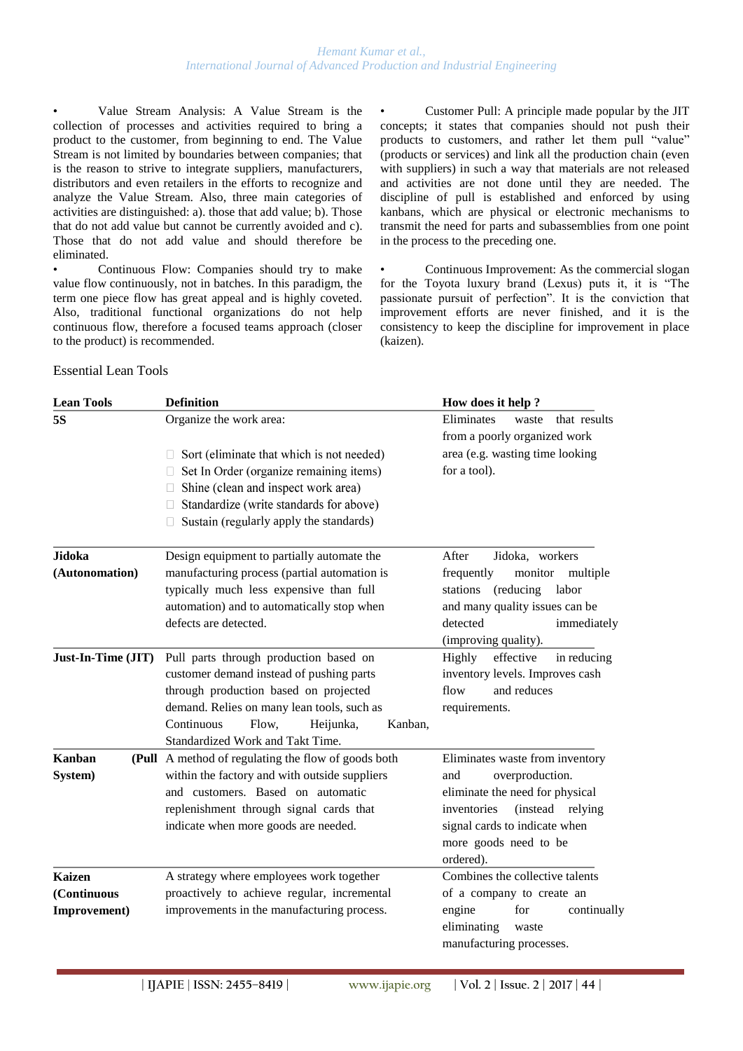- Value Stream Analysis: A Value Stream is the collection of processes and activities required to bring a product to the customer, from beginning to end. The Value Stream is not limited by boundaries between companies; that is the reason to strive to integrate suppliers, manufacturers, distributors and even retailers in the efforts to recognize and analyze the Value Stream. Also, three main categories of activities are distinguished: a). those that add value; b). Those that do not add value but cannot be currently avoided and c). Those that do not add value and should therefore be eliminated.
- Continuous Flow: Companies should try to make value flow continuously, not in batches. In this paradigm, the term one piece flow has great appeal and is highly coveted. Also, traditional functional organizations do not help continuous flow, therefore a focused teams approach (closer to the product) is recommended.
- Customer Pull: A principle made popular by the JIT concepts; it states that companies should not push their products to customers, and rather let them pull "value" (products or services) and link all the production chain (even with suppliers) in such a way that materials are not released and activities are not done until they are needed. The discipline of pull is established and enforced by using kanbans, which are physical or electronic mechanisms to transmit the need for parts and subassemblies from one point in the process to the preceding one.
- Continuous Improvement: As the commercial slogan for the Toyota luxury brand (Lexus) puts it, it is "The passionate pursuit of perfection". It is the conviction that improvement efforts are never finished, and it is the consistency to keep the discipline for improvement in place (kaizen).

Essential Lean Tools

| Lean Tools | Definition | How does it help ? |
|---|---|---|
| **5S** | Organize the work area:<br>Sort (eliminate that which is not needed)<br>Set In Order (organize remaining items)<br>Shine (clean and inspect work area)<br>Standardize (write standards for above)<br>Sustain (regularly apply the standards) | Eliminates waste that results from a poorly organized work area (e.g. wasting time looking for a tool). |
| **Jidoka (Autonomation)** | Design equipment to partially automate the manufacturing process (partial automation is typically much less expensive than full automation) and to automatically stop when defects are detected. | After Jidoka, workers frequently monitor multiple stations (reducing labor and many quality issues can be detected immediately (improving quality). |
| **Just-In-Time (JIT)** | Pull parts through production based on customer demand instead of pushing parts through production based on projected demand. Relies on many lean tools, such as Continuous Flow, Heijunka, Kanban, Standardized Work and Takt Time. | Highly effective in reducing inventory levels. Improves cash flow and reduces requirements. |
| **Kanban (Pull System)** | A method of regulating the flow of goods both within the factory and with outside suppliers and customers. Based on automatic replenishment through signal cards that indicate when more goods are needed. | Eliminates waste from inventory and overproduction. eliminate the need for physical inventories (instead relying signal cards to indicate when more goods need to be ordered). |
| **Kaizen (Continuous Improvement)** | A strategy where employees work together proactively to achieve regular, incremental improvements in the manufacturing process. | Combines the collective talents of a company to create an engine for continually eliminating waste manufacturing processes. |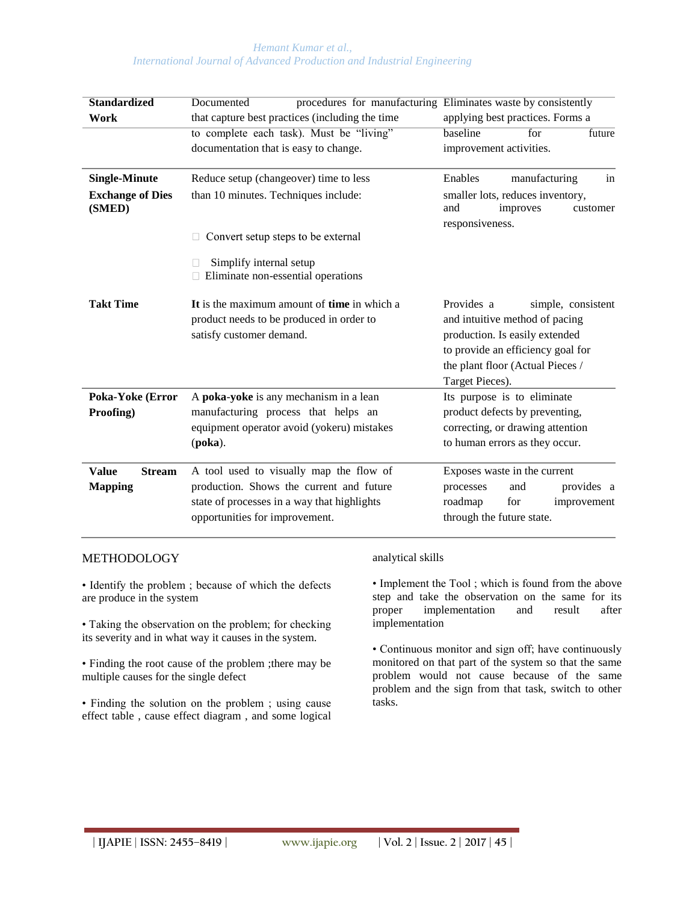| | | |
|---|---|---|
| **Standardized Work** | Documented procedures for manufacturing that capture best practices (including the time to complete each task). Must be "living" documentation that is easy to change. | Eliminates waste by consistently applying best practices. Forms a baseline for future improvement activities. |
| **Single-Minute Exchange of Dies (SMED)** | Reduce setup (changeover) time to less than 10 minutes. Techniques include:<br>- Convert setup steps to be external<br>- Simplify internal setup<br>- Eliminate non-essential operations | Enables manufacturing in smaller lots, reduces inventory, and improves customer responsiveness. |
| **Takt Time** | **It** is the maximum amount of **time** in which a product needs to be produced in order to satisfy customer demand. | Provides a simple, consistent and intuitive method of pacing production. Is easily extended to provide an efficiency goal for the plant floor (Actual Pieces / Target Pieces). |
| **Poka-Yoke (Error Proofing)** | A **poka-yoke** is any mechanism in a lean manufacturing process that helps an equipment operator avoid (yokeru) mistakes (**poka**). | Its purpose is to eliminate product defects by preventing, correcting, or drawing attention to human errors as they occur. |
| **Value Stream Mapping** | A tool used to visually map the flow of production. Shows the current and future state of processes in a way that highlights opportunities for improvement. | Exposes waste in the current processes and provides a roadmap for improvement through the future state. |

## METHODOLOGY

• Identify the problem ; because of which the defects are produce in the system

• Taking the observation on the problem; for checking its severity and in what way it causes in the system.

• Finding the root cause of the problem ;there may be multiple causes for the single defect

• Finding the solution on the problem ; using cause effect table , cause effect diagram , and some logical analytical skills

• Implement the Tool ; which is found from the above step and take the observation on the same for its proper implementation and result after implementation

• Continuous monitor and sign off; have continuously monitored on that part of the system so that the same problem would not cause because of the same problem and the sign from that task, switch to other tasks.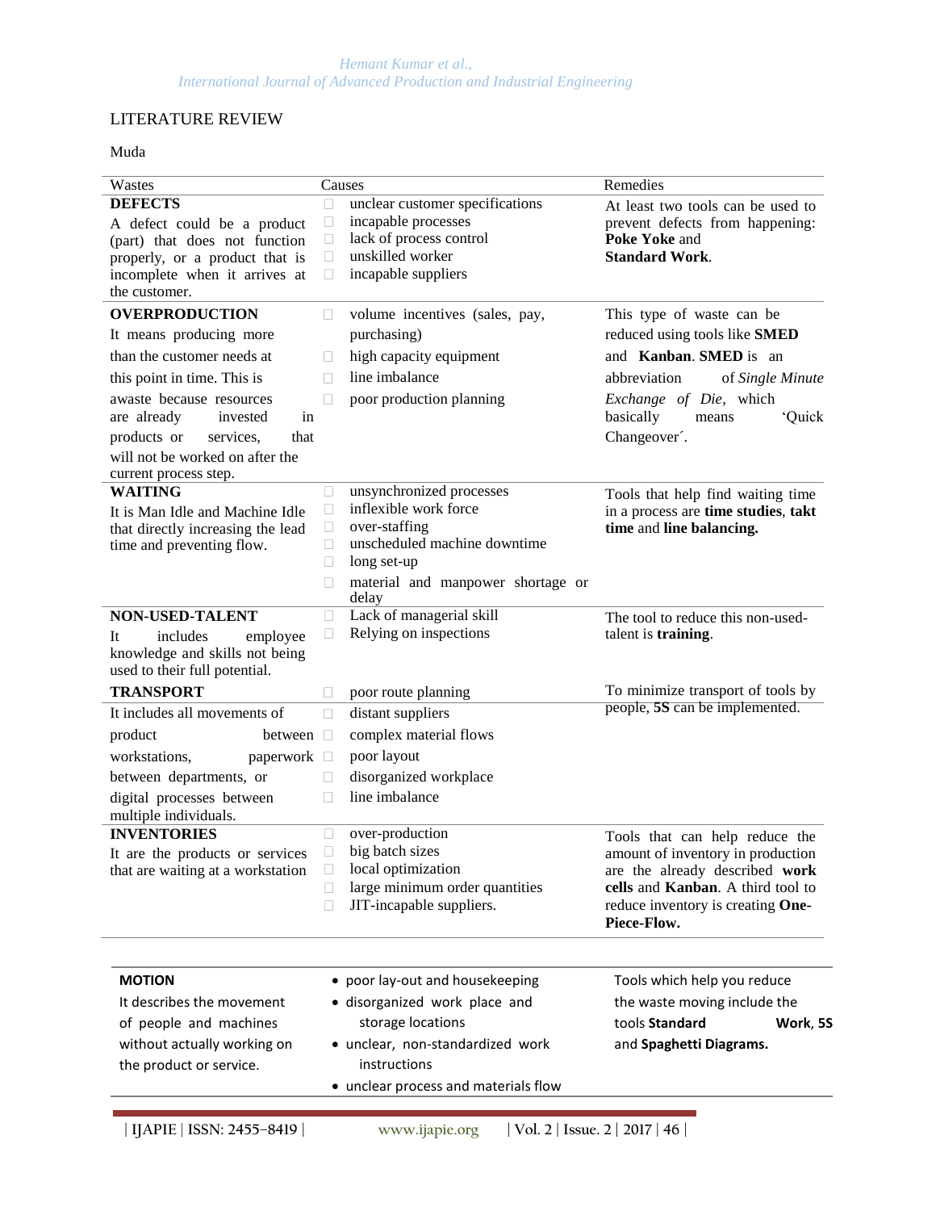## LITERATURE REVIEW

### Muda

| Wastes | Causes | Remedies |
|---|---|---|
| **DEFECTS**<br>A defect could be a product (part) that does not function properly, or a product that is incomplete when it arrives at the customer. | • unclear customer specifications<br>• incapable processes<br>• lack of process control<br>• unskilled worker<br>• incapable suppliers | At least two tools can be used to prevent defects from happening: **Poke Yoke** and **Standard Work**. |
| **OVERPRODUCTION**<br>It means producing more than the customer needs at this point in time. This is awaste because resources are already invested in products or services, that will not be worked on after the current process step. | • volume incentives (sales, pay, purchasing)<br>• high capacity equipment<br>• line imbalance<br>• poor production planning | This type of waste can be reduced using tools like **SMED** and **Kanban**. **SMED** is an abbreviation of *Single Minute Exchange of Die*, which basically means 'Quick Changeover´. |
| **WAITING**<br>It is Man Idle and Machine Idle that directly increasing the lead time and preventing flow. | • unsynchronized processes<br>• inflexible work force<br>• over-staffing<br>• unscheduled machine downtime<br>• long set-up<br>• material and manpower shortage or delay | Tools that help find waiting time in a process are **time studies**, **takt time** and **line balancing.** |
| **NON-USED-TALENT**<br>It includes employee knowledge and skills not being used to their full potential. | • Lack of managerial skill<br>• Relying on inspections | The tool to reduce this non-used-talent is **training**. |
| **TRANSPORT**<br>It includes all movements of product between workstations, paperwork between departments, or digital processes between multiple individuals. | • poor route planning<br>• distant suppliers<br>• complex material flows<br>• poor layout<br>• disorganized workplace<br>• line imbalance | To minimize transport of tools by people, **5S** can be implemented. |
| **INVENTORIES**<br>It are the products or services that are waiting at a workstation | • over-production<br>• big batch sizes<br>• local optimization<br>• large minimum order quantities<br>• JIT-incapable suppliers. | Tools that can help reduce the amount of inventory in production are the already described **work cells** and **Kanban**. A third tool to reduce inventory is creating **One-Piece-Flow.** |
| **MOTION**<br>It describes the movement of people and machines without actually working on the product or service. | • poor lay-out and housekeeping<br>• disorganized work place and storage locations<br>• unclear, non-standardized work instructions<br>• unclear process and materials flow | Tools which help you reduce the waste moving include the tools **Standard Work**, **5S** and **Spaghetti Diagrams.** |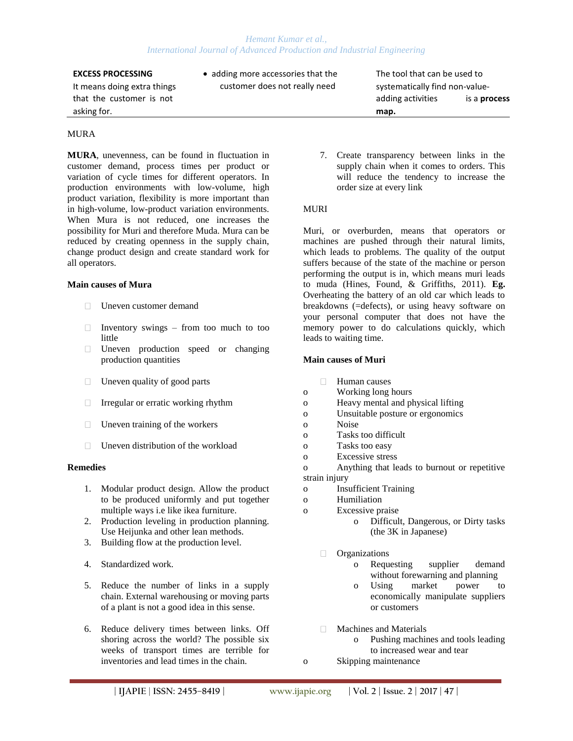| **EXCESS PROCESSING** It means doing extra things that the customer is not asking for. | • adding more accessories that the customer does not really need | The tool that can be used to systematically find non-value-adding activities is a **process map.** |
|---|---|---|

MURA

**MURA**, unevenness, can be found in fluctuation in customer demand, process times per product or variation of cycle times for different operators. In production environments with low-volume, high product variation, flexibility is more important than in high-volume, low-product variation environments. When Mura is not reduced, one increases the possibility for Muri and therefore Muda. Mura can be reduced by creating openness in the supply chain, change product design and create standard work for all operators.

**Main causes of Mura**

- Uneven customer demand
- Inventory swings – from too much to too little
- Uneven production speed or changing production quantities
- Uneven quality of good parts
- Irregular or erratic working rhythm
- Uneven training of the workers
- Uneven distribution of the workload

**Remedies**

1. Modular product design. Allow the product to be produced uniformly and put together multiple ways i.e like ikea furniture.
2. Production leveling in production planning. Use Heijunka and other lean methods.
3. Building flow at the production level.
4. Standardized work.
5. Reduce the number of links in a supply chain. External warehousing or moving parts of a plant is not a good idea in this sense.
6. Reduce delivery times between links. Off shoring across the world? The possible six weeks of transport times are terrible for inventories and lead times in the chain.
7. Create transparency between links in the supply chain when it comes to orders. This will reduce the tendency to increase the order size at every link

MURI

Muri, or overburden, means that operators or machines are pushed through their natural limits, which leads to problems. The quality of the output suffers because of the state of the machine or person performing the output is in, which means muri leads to muda (Hines, Found, & Griffiths, 2011). **Eg.** Overheating the battery of an old car which leads to breakdowns (=defects), or using heavy software on your personal computer that does not have the memory power to do calculations quickly, which leads to waiting time.

**Main causes of Muri**

- Human causes
  - Working long hours
  - Heavy mental and physical lifting
  - Unsuitable posture or ergonomics
  - Noise
  - Tasks too difficult
  - Tasks too easy
  - Excessive stress
  - Anything that leads to burnout or repetitive strain injury
  - Insufficient Training
  - Humiliation
  - Excessive praise
  - Difficult, Dangerous, or Dirty tasks (the 3K in Japanese)
- Organizations
  - Requesting supplier demand without forewarning and planning
  - Using market power to economically manipulate suppliers or customers
- Machines and Materials
  - Pushing machines and tools leading to increased wear and tear
  - Skipping maintenance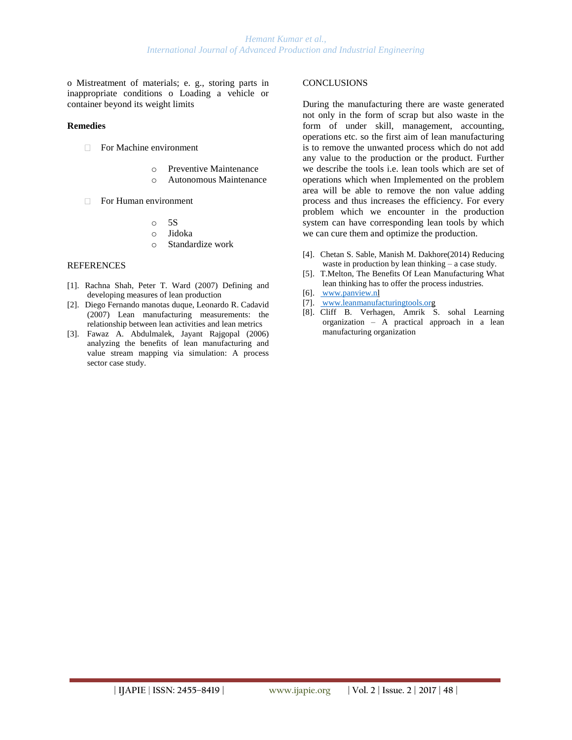o Mistreatment of materials; e. g., storing parts in inappropriate conditions o Loading a vehicle or container beyond its weight limits

**Remedies**

- For Machine environment
  - Preventive Maintenance
  - Autonomous Maintenance
- For Human environment
  - 5S
  - Jidoka
  - Standardize work

## CONCLUSIONS

During the manufacturing there are waste generated not only in the form of scrap but also waste in the form of under skill, management, accounting, operations etc. so the first aim of lean manufacturing is to remove the unwanted process which do not add any value to the production or the product. Further we describe the tools i.e. lean tools which are set of operations which when Implemented on the problem area will be able to remove the non value adding process and thus increases the efficiency. For every problem which we encounter in the production system can have corresponding lean tools by which we can cure them and optimize the production.

## REFERENCES

[1]. Rachna Shah, Peter T. Ward (2007) Defining and developing measures of lean production

[2]. Diego Fernando manotas duque, Leonardo R. Cadavid (2007) Lean manufacturing measurements: the relationship between lean activities and lean metrics

[3]. Fawaz A. Abdulmalek, Jayant Rajgopal (2006) analyzing the benefits of lean manufacturing and value stream mapping via simulation: A process sector case study.

[4]. Chetan S. Sable, Manish M. Dakhore(2014) Reducing waste in production by lean thinking – a case study.

[5]. T.Melton, The Benefits Of Lean Manufacturing What lean thinking has to offer the process industries.

[6]. www.panview.nl

[7]. www.leanmanufacturingtools.org

[8]. Cliff B. Verhagen, Amrik S. sohal Learning organization – A practical approach in a lean manufacturing organization